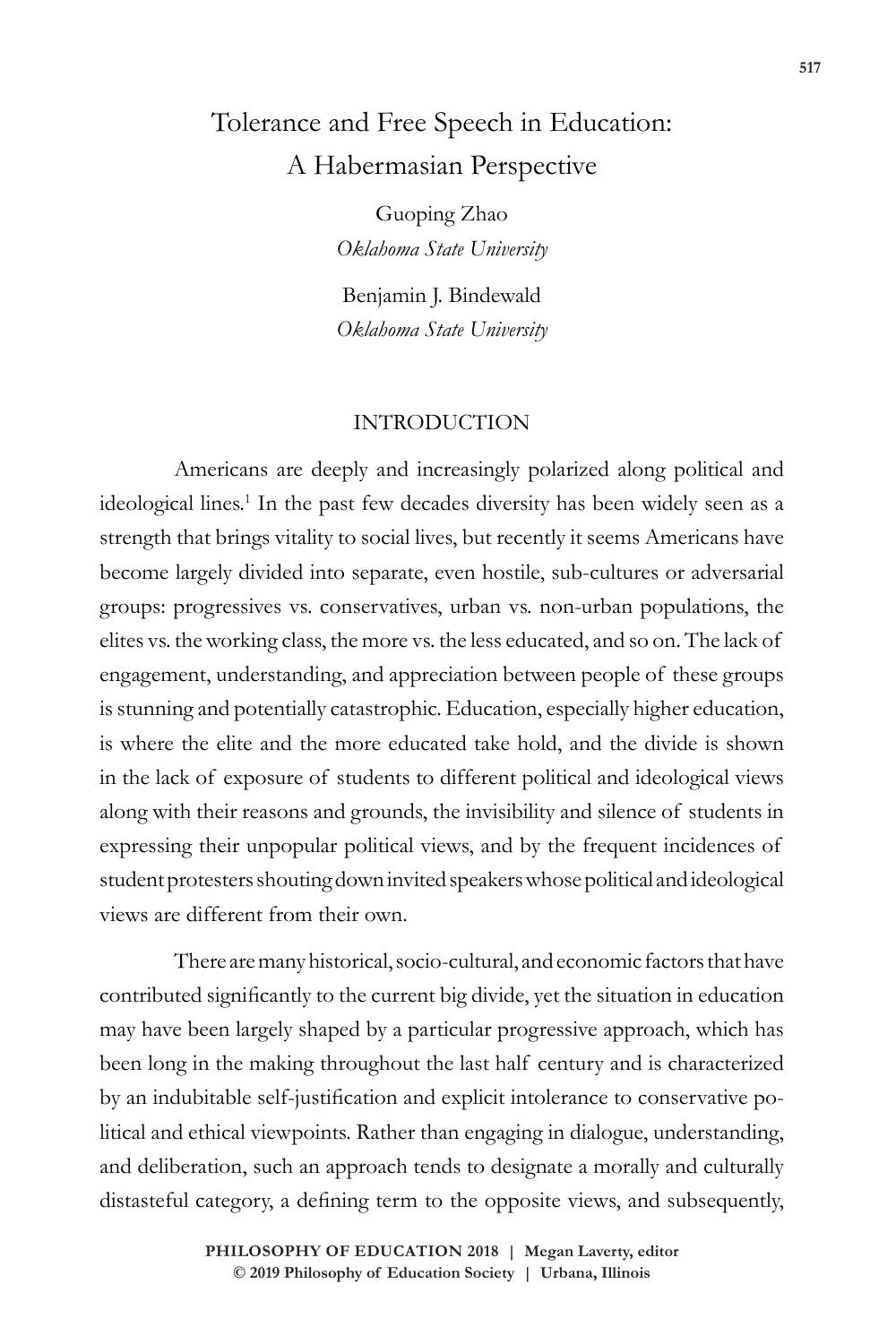# Tolerance and Free Speech in Education: A Habermasian Perspective

Guoping Zhao
*Oklahoma State University*

Benjamin J. Bindewald
*Oklahoma State University*

## INTRODUCTION

Americans are deeply and increasingly polarized along political and ideological lines.[1] In the past few decades diversity has been widely seen as a strength that brings vitality to social lives, but recently it seems Americans have become largely divided into separate, even hostile, sub-cultures or adversarial groups: progressives vs. conservatives, urban vs. non-urban populations, the elites vs. the working class, the more vs. the less educated, and so on. The lack of engagement, understanding, and appreciation between people of these groups is stunning and potentially catastrophic. Education, especially higher education, is where the elite and the more educated take hold, and the divide is shown in the lack of exposure of students to different political and ideological views along with their reasons and grounds, the invisibility and silence of students in expressing their unpopular political views, and by the frequent incidences of student protesters shouting down invited speakers whose political and ideological views are different from their own.

There are many historical, socio-cultural, and economic factors that have contributed significantly to the current big divide, yet the situation in education may have been largely shaped by a particular progressive approach, which has been long in the making throughout the last half century and is characterized by an indubitable self-justification and explicit intolerance to conservative political and ethical viewpoints. Rather than engaging in dialogue, understanding, and deliberation, such an approach tends to designate a morally and culturally distasteful category, a defining term to the opposite views, and subsequently,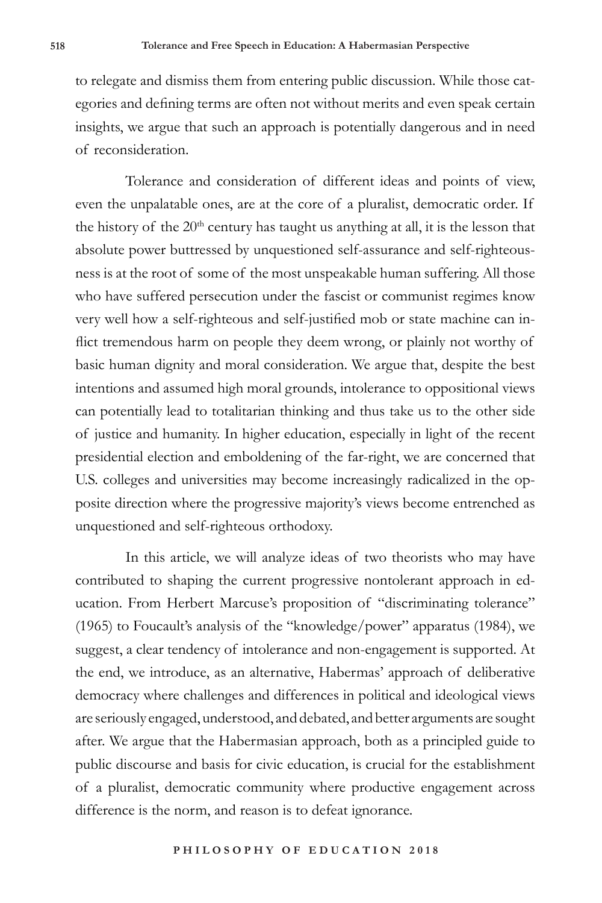to relegate and dismiss them from entering public discussion. While those categories and defining terms are often not without merits and even speak certain insights, we argue that such an approach is potentially dangerous and in need of reconsideration.

Tolerance and consideration of different ideas and points of view, even the unpalatable ones, are at the core of a pluralist, democratic order. If the history of the 20th century has taught us anything at all, it is the lesson that absolute power buttressed by unquestioned self-assurance and self-righteousness is at the root of some of the most unspeakable human suffering. All those who have suffered persecution under the fascist or communist regimes know very well how a self-righteous and self-justified mob or state machine can inflict tremendous harm on people they deem wrong, or plainly not worthy of basic human dignity and moral consideration. We argue that, despite the best intentions and assumed high moral grounds, intolerance to oppositional views can potentially lead to totalitarian thinking and thus take us to the other side of justice and humanity. In higher education, especially in light of the recent presidential election and emboldening of the far-right, we are concerned that U.S. colleges and universities may become increasingly radicalized in the opposite direction where the progressive majority's views become entrenched as unquestioned and self-righteous orthodoxy.

In this article, we will analyze ideas of two theorists who may have contributed to shaping the current progressive nontolerant approach in education. From Herbert Marcuse's proposition of "discriminating tolerance" (1965) to Foucault's analysis of the "knowledge/power" apparatus (1984), we suggest, a clear tendency of intolerance and non-engagement is supported. At the end, we introduce, as an alternative, Habermas' approach of deliberative democracy where challenges and differences in political and ideological views are seriously engaged, understood, and debated, and better arguments are sought after. We argue that the Habermasian approach, both as a principled guide to public discourse and basis for civic education, is crucial for the establishment of a pluralist, democratic community where productive engagement across difference is the norm, and reason is to defeat ignorance.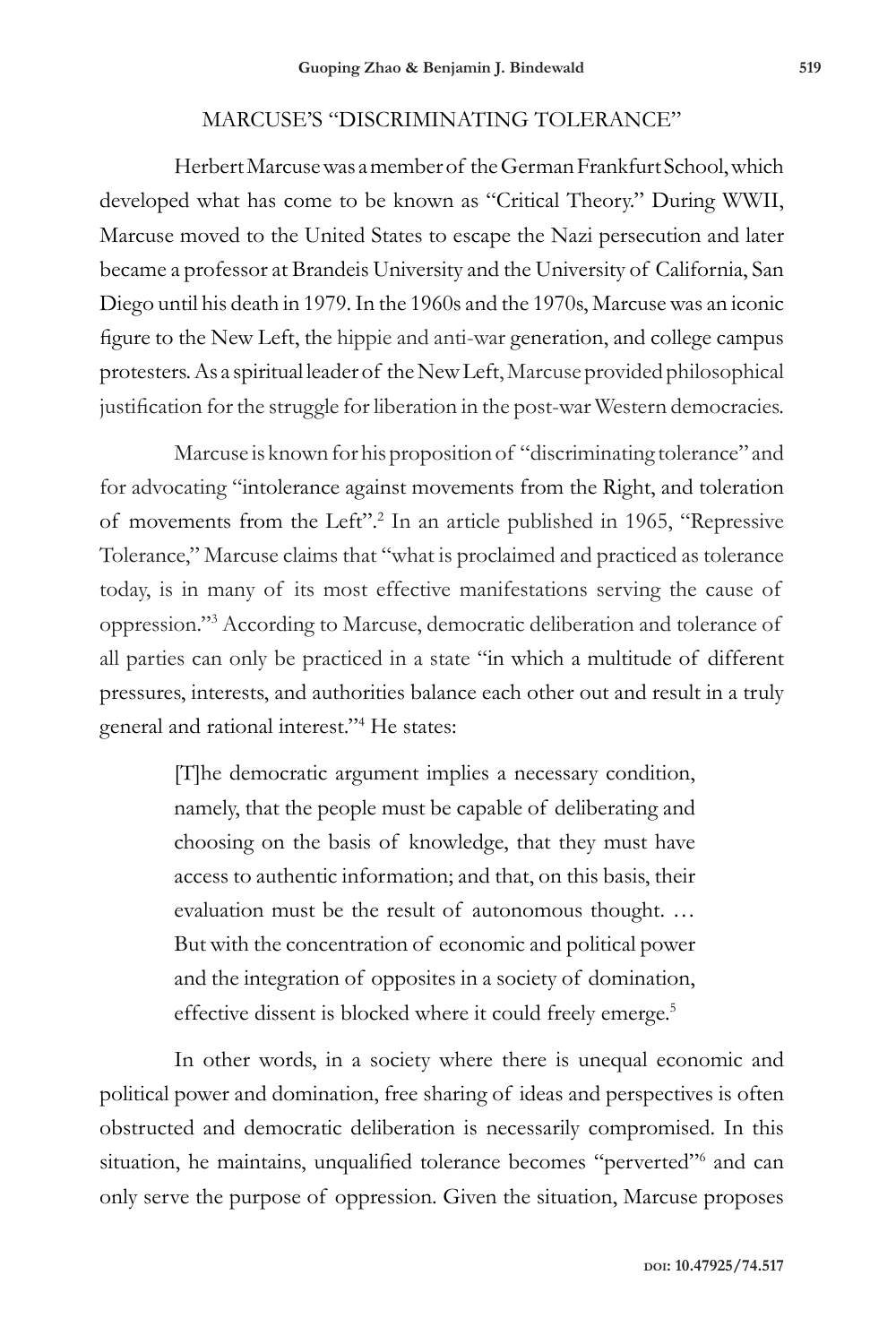## MARCUSE'S "DISCRIMINATING TOLERANCE"

Herbert Marcuse was a member of the German Frankfurt School, which developed what has come to be known as "Critical Theory." During WWII, Marcuse moved to the United States to escape the Nazi persecution and later became a professor at Brandeis University and the University of California, San Diego until his death in 1979. In the 1960s and the 1970s, Marcuse was an iconic figure to the New Left, the hippie and anti-war generation, and college campus protesters. As a spiritual leader of the New Left, Marcuse provided philosophical justification for the struggle for liberation in the post-war Western democracies.

Marcuse is known for his proposition of "discriminating tolerance" and for advocating "intolerance against movements from the Right, and toleration of movements from the Left".[2] In an article published in 1965, "Repressive Tolerance," Marcuse claims that "what is proclaimed and practiced as tolerance today, is in many of its most effective manifestations serving the cause of oppression."[3] According to Marcuse, democratic deliberation and tolerance of all parties can only be practiced in a state "in which a multitude of different pressures, interests, and authorities balance each other out and result in a truly general and rational interest."[4] He states:

> [T]he democratic argument implies a necessary condition, namely, that the people must be capable of deliberating and choosing on the basis of knowledge, that they must have access to authentic information; and that, on this basis, their evaluation must be the result of autonomous thought. … But with the concentration of economic and political power and the integration of opposites in a society of domination, effective dissent is blocked where it could freely emerge.[5]

In other words, in a society where there is unequal economic and political power and domination, free sharing of ideas and perspectives is often obstructed and democratic deliberation is necessarily compromised. In this situation, he maintains, unqualified tolerance becomes "perverted"[6] and can only serve the purpose of oppression. Given the situation, Marcuse proposes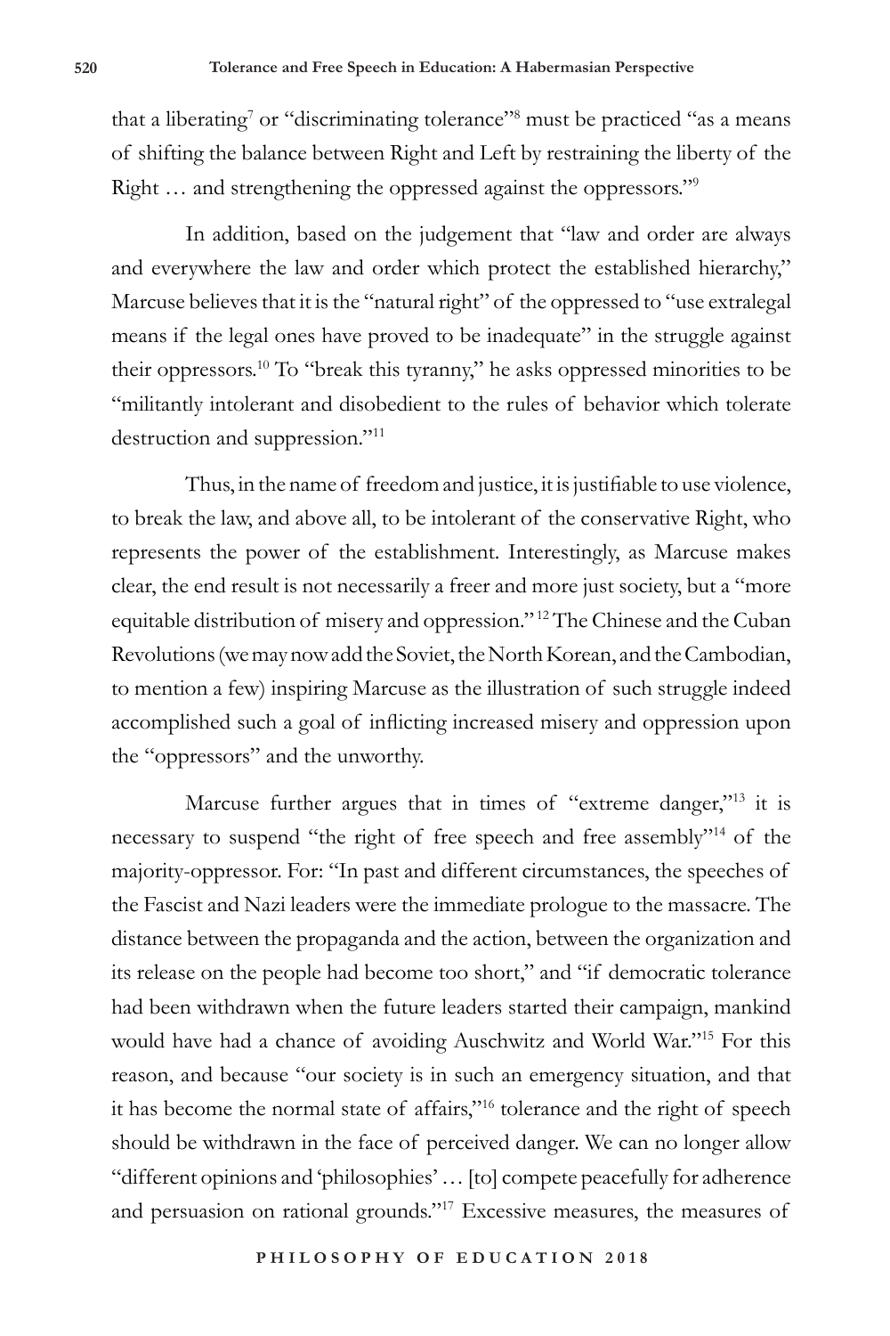that a liberating[7] or "discriminating tolerance"[8] must be practiced "as a means of shifting the balance between Right and Left by restraining the liberty of the Right … and strengthening the oppressed against the oppressors."[9]

In addition, based on the judgement that "law and order are always and everywhere the law and order which protect the established hierarchy," Marcuse believes that it is the "natural right" of the oppressed to "use extralegal means if the legal ones have proved to be inadequate" in the struggle against their oppressors.[10] To "break this tyranny," he asks oppressed minorities to be "militantly intolerant and disobedient to the rules of behavior which tolerate destruction and suppression."[11]

Thus, in the name of freedom and justice, it is justifiable to use violence, to break the law, and above all, to be intolerant of the conservative Right, who represents the power of the establishment. Interestingly, as Marcuse makes clear, the end result is not necessarily a freer and more just society, but a "more equitable distribution of misery and oppression."[12] The Chinese and the Cuban Revolutions (we may now add the Soviet, the North Korean, and the Cambodian, to mention a few) inspiring Marcuse as the illustration of such struggle indeed accomplished such a goal of inflicting increased misery and oppression upon the "oppressors" and the unworthy.

Marcuse further argues that in times of "extreme danger,"[13] it is necessary to suspend "the right of free speech and free assembly"[14] of the majority-oppressor. For: "In past and different circumstances, the speeches of the Fascist and Nazi leaders were the immediate prologue to the massacre. The distance between the propaganda and the action, between the organization and its release on the people had become too short," and "if democratic tolerance had been withdrawn when the future leaders started their campaign, mankind would have had a chance of avoiding Auschwitz and World War."[15] For this reason, and because "our society is in such an emergency situation, and that it has become the normal state of affairs,"[16] tolerance and the right of speech should be withdrawn in the face of perceived danger. We can no longer allow "different opinions and 'philosophies' … [to] compete peacefully for adherence and persuasion on rational grounds."[17] Excessive measures, the measures of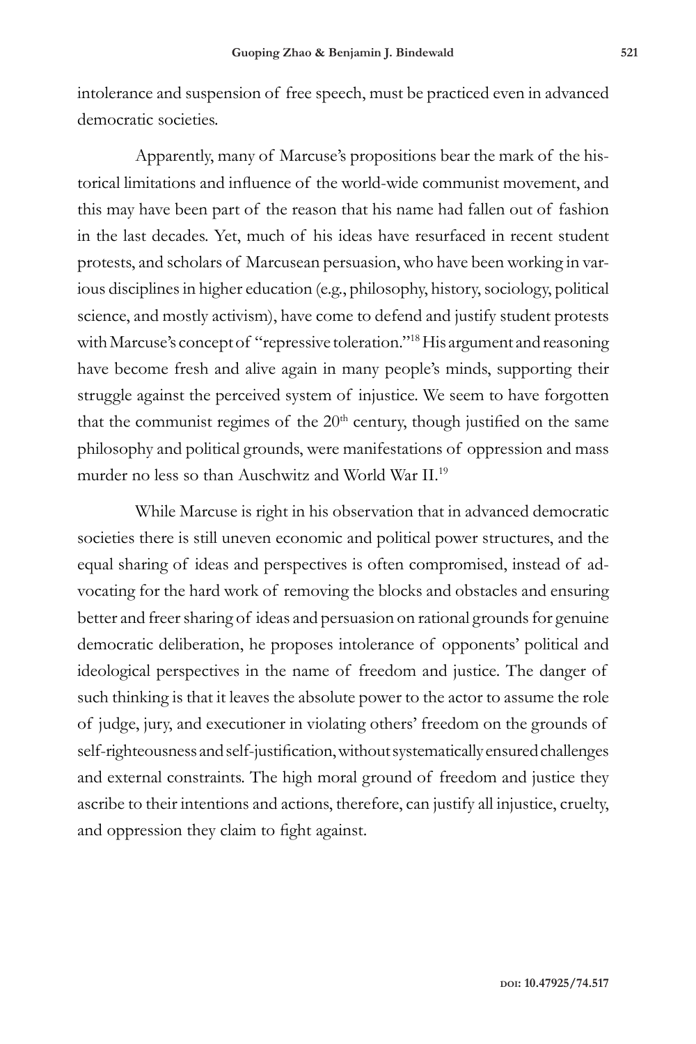intolerance and suspension of free speech, must be practiced even in advanced democratic societies.

Apparently, many of Marcuse's propositions bear the mark of the historical limitations and influence of the world-wide communist movement, and this may have been part of the reason that his name had fallen out of fashion in the last decades. Yet, much of his ideas have resurfaced in recent student protests, and scholars of Marcusean persuasion, who have been working in various disciplines in higher education (e.g., philosophy, history, sociology, political science, and mostly activism), have come to defend and justify student protests with Marcuse's concept of "repressive toleration."[18] His argument and reasoning have become fresh and alive again in many people's minds, supporting their struggle against the perceived system of injustice. We seem to have forgotten that the communist regimes of the 20th century, though justified on the same philosophy and political grounds, were manifestations of oppression and mass murder no less so than Auschwitz and World War II.[19]

While Marcuse is right in his observation that in advanced democratic societies there is still uneven economic and political power structures, and the equal sharing of ideas and perspectives is often compromised, instead of advocating for the hard work of removing the blocks and obstacles and ensuring better and freer sharing of ideas and persuasion on rational grounds for genuine democratic deliberation, he proposes intolerance of opponents' political and ideological perspectives in the name of freedom and justice. The danger of such thinking is that it leaves the absolute power to the actor to assume the role of judge, jury, and executioner in violating others' freedom on the grounds of self-righteousness and self-justification, without systematically ensured challenges and external constraints. The high moral ground of freedom and justice they ascribe to their intentions and actions, therefore, can justify all injustice, cruelty, and oppression they claim to fight against.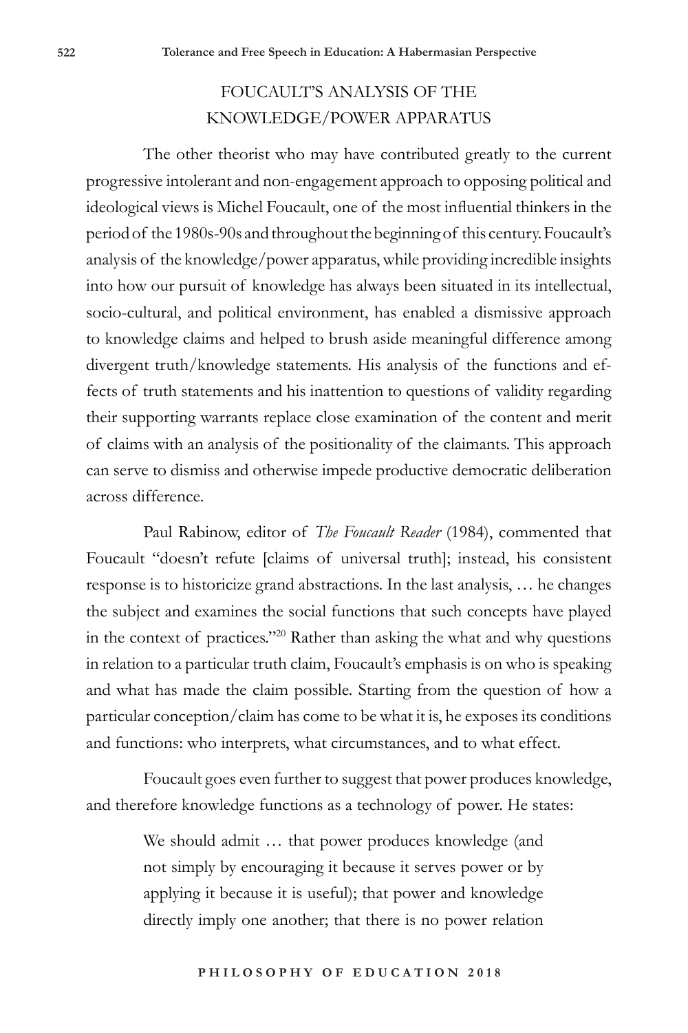## FOUCAULT'S ANALYSIS OF THE KNOWLEDGE/POWER APPARATUS

The other theorist who may have contributed greatly to the current progressive intolerant and non-engagement approach to opposing political and ideological views is Michel Foucault, one of the most influential thinkers in the period of the 1980s-90s and throughout the beginning of this century. Foucault's analysis of the knowledge/power apparatus, while providing incredible insights into how our pursuit of knowledge has always been situated in its intellectual, socio-cultural, and political environment, has enabled a dismissive approach to knowledge claims and helped to brush aside meaningful difference among divergent truth/knowledge statements. His analysis of the functions and effects of truth statements and his inattention to questions of validity regarding their supporting warrants replace close examination of the content and merit of claims with an analysis of the positionality of the claimants. This approach can serve to dismiss and otherwise impede productive democratic deliberation across difference.

Paul Rabinow, editor of *The Foucault Reader* (1984), commented that Foucault "doesn't refute [claims of universal truth]; instead, his consistent response is to historicize grand abstractions. In the last analysis, … he changes the subject and examines the social functions that such concepts have played in the context of practices."[20] Rather than asking the what and why questions in relation to a particular truth claim, Foucault's emphasis is on who is speaking and what has made the claim possible. Starting from the question of how a particular conception/claim has come to be what it is, he exposes its conditions and functions: who interprets, what circumstances, and to what effect.

Foucault goes even further to suggest that power produces knowledge, and therefore knowledge functions as a technology of power. He states:

> We should admit … that power produces knowledge (and not simply by encouraging it because it serves power or by applying it because it is useful); that power and knowledge directly imply one another; that there is no power relation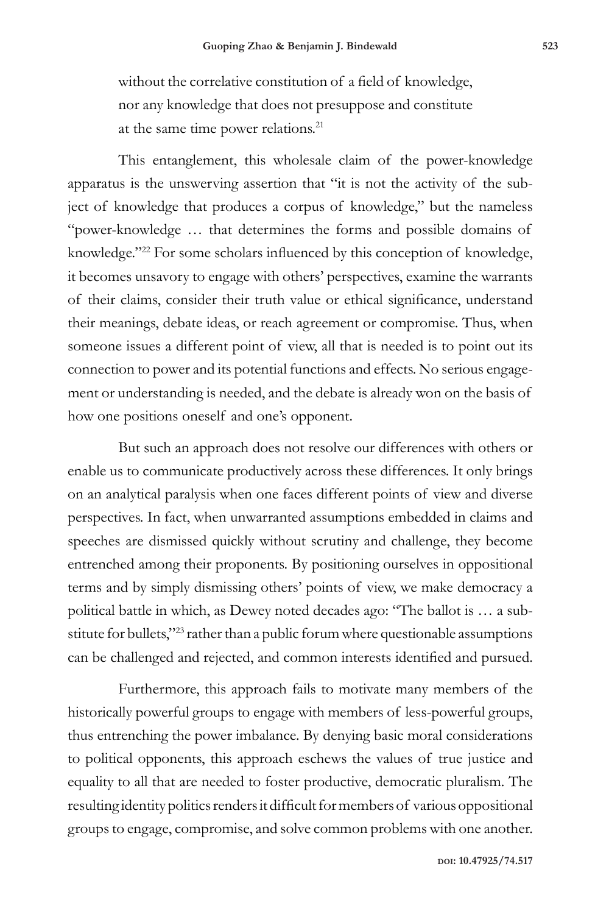without the correlative constitution of a field of knowledge, nor any knowledge that does not presuppose and constitute at the same time power relations.[21]

This entanglement, this wholesale claim of the power-knowledge apparatus is the unswerving assertion that "it is not the activity of the subject of knowledge that produces a corpus of knowledge," but the nameless "power-knowledge … that determines the forms and possible domains of knowledge."[22] For some scholars influenced by this conception of knowledge, it becomes unsavory to engage with others' perspectives, examine the warrants of their claims, consider their truth value or ethical significance, understand their meanings, debate ideas, or reach agreement or compromise. Thus, when someone issues a different point of view, all that is needed is to point out its connection to power and its potential functions and effects. No serious engagement or understanding is needed, and the debate is already won on the basis of how one positions oneself and one's opponent.

But such an approach does not resolve our differences with others or enable us to communicate productively across these differences. It only brings on an analytical paralysis when one faces different points of view and diverse perspectives. In fact, when unwarranted assumptions embedded in claims and speeches are dismissed quickly without scrutiny and challenge, they become entrenched among their proponents. By positioning ourselves in oppositional terms and by simply dismissing others' points of view, we make democracy a political battle in which, as Dewey noted decades ago: "The ballot is … a substitute for bullets,"[23] rather than a public forum where questionable assumptions can be challenged and rejected, and common interests identified and pursued.

Furthermore, this approach fails to motivate many members of the historically powerful groups to engage with members of less-powerful groups, thus entrenching the power imbalance. By denying basic moral considerations to political opponents, this approach eschews the values of true justice and equality to all that are needed to foster productive, democratic pluralism. The resulting identity politics renders it difficult for members of various oppositional groups to engage, compromise, and solve common problems with one another.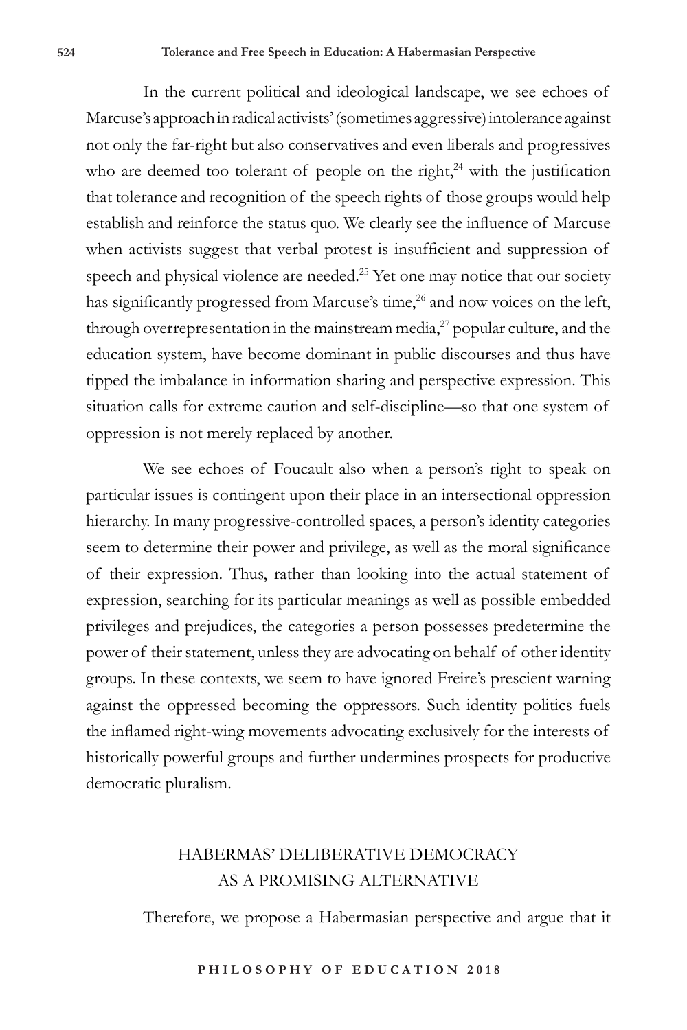In the current political and ideological landscape, we see echoes of Marcuse's approach in radical activists' (sometimes aggressive) intolerance against not only the far-right but also conservatives and even liberals and progressives who are deemed too tolerant of people on the right,[24] with the justification that tolerance and recognition of the speech rights of those groups would help establish and reinforce the status quo. We clearly see the influence of Marcuse when activists suggest that verbal protest is insufficient and suppression of speech and physical violence are needed.[25] Yet one may notice that our society has significantly progressed from Marcuse's time,[26] and now voices on the left, through overrepresentation in the mainstream media,[27] popular culture, and the education system, have become dominant in public discourses and thus have tipped the imbalance in information sharing and perspective expression. This situation calls for extreme caution and self-discipline—so that one system of oppression is not merely replaced by another.

We see echoes of Foucault also when a person's right to speak on particular issues is contingent upon their place in an intersectional oppression hierarchy. In many progressive-controlled spaces, a person's identity categories seem to determine their power and privilege, as well as the moral significance of their expression. Thus, rather than looking into the actual statement of expression, searching for its particular meanings as well as possible embedded privileges and prejudices, the categories a person possesses predetermine the power of their statement, unless they are advocating on behalf of other identity groups. In these contexts, we seem to have ignored Freire's prescient warning against the oppressed becoming the oppressors. Such identity politics fuels the inflamed right-wing movements advocating exclusively for the interests of historically powerful groups and further undermines prospects for productive democratic pluralism.

## HABERMAS' DELIBERATIVE DEMOCRACY AS A PROMISING ALTERNATIVE

Therefore, we propose a Habermasian perspective and argue that it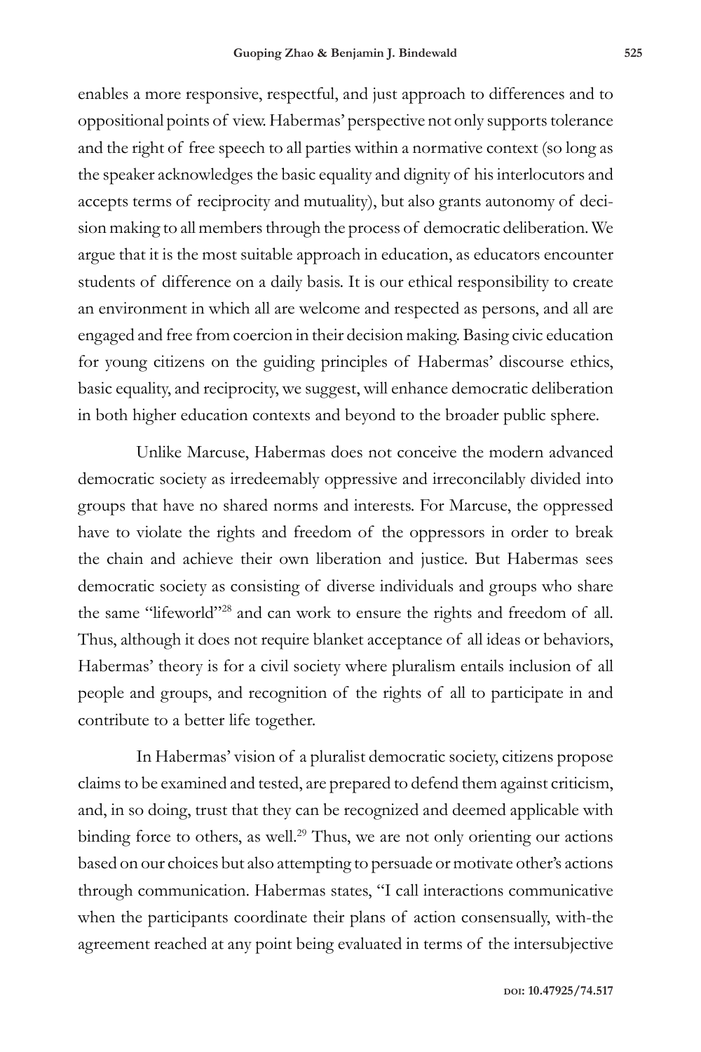enables a more responsive, respectful, and just approach to differences and to oppositional points of view. Habermas' perspective not only supports tolerance and the right of free speech to all parties within a normative context (so long as the speaker acknowledges the basic equality and dignity of his interlocutors and accepts terms of reciprocity and mutuality), but also grants autonomy of decision making to all members through the process of democratic deliberation. We argue that it is the most suitable approach in education, as educators encounter students of difference on a daily basis. It is our ethical responsibility to create an environment in which all are welcome and respected as persons, and all are engaged and free from coercion in their decision making. Basing civic education for young citizens on the guiding principles of Habermas' discourse ethics, basic equality, and reciprocity, we suggest, will enhance democratic deliberation in both higher education contexts and beyond to the broader public sphere.

Unlike Marcuse, Habermas does not conceive the modern advanced democratic society as irredeemably oppressive and irreconcilably divided into groups that have no shared norms and interests. For Marcuse, the oppressed have to violate the rights and freedom of the oppressors in order to break the chain and achieve their own liberation and justice. But Habermas sees democratic society as consisting of diverse individuals and groups who share the same "lifeworld"[28] and can work to ensure the rights and freedom of all. Thus, although it does not require blanket acceptance of all ideas or behaviors, Habermas' theory is for a civil society where pluralism entails inclusion of all people and groups, and recognition of the rights of all to participate in and contribute to a better life together.

In Habermas' vision of a pluralist democratic society, citizens propose claims to be examined and tested, are prepared to defend them against criticism, and, in so doing, trust that they can be recognized and deemed applicable with binding force to others, as well.[29] Thus, we are not only orienting our actions based on our choices but also attempting to persuade or motivate other's actions through communication. Habermas states, "I call interactions communicative when the participants coordinate their plans of action consensually, with-the agreement reached at any point being evaluated in terms of the intersubjective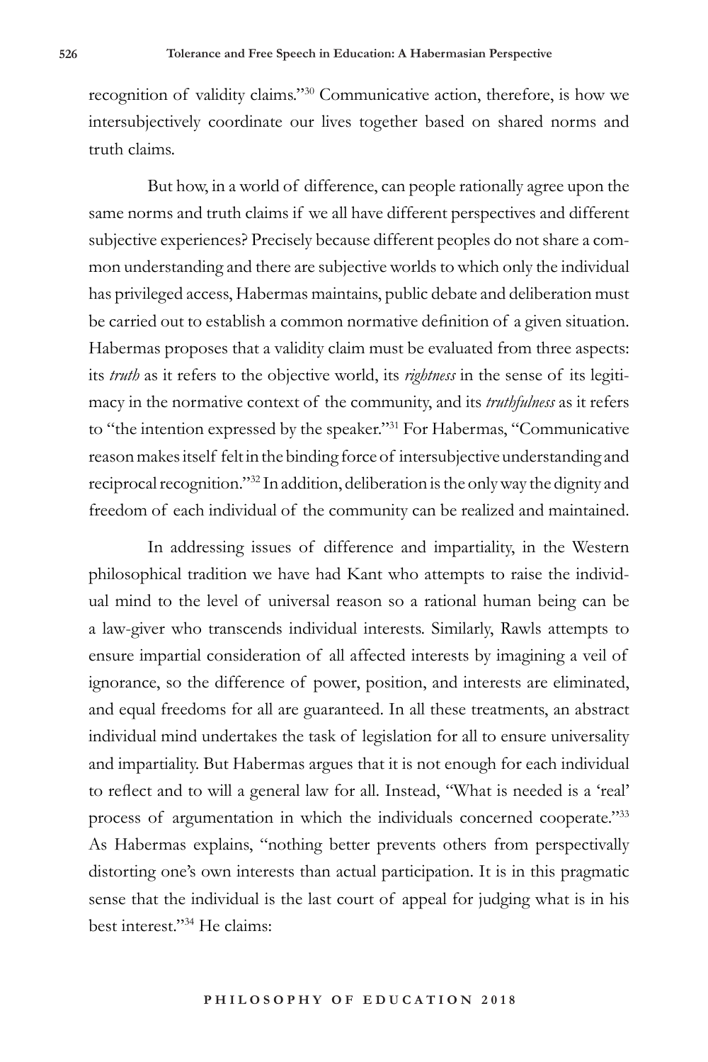recognition of validity claims."[30] Communicative action, therefore, is how we intersubjectively coordinate our lives together based on shared norms and truth claims.

But how, in a world of difference, can people rationally agree upon the same norms and truth claims if we all have different perspectives and different subjective experiences? Precisely because different peoples do not share a common understanding and there are subjective worlds to which only the individual has privileged access, Habermas maintains, public debate and deliberation must be carried out to establish a common normative definition of a given situation. Habermas proposes that a validity claim must be evaluated from three aspects: its *truth* as it refers to the objective world, its *rightness* in the sense of its legitimacy in the normative context of the community, and its *truthfulness* as it refers to "the intention expressed by the speaker."[31] For Habermas, "Communicative reason makes itself felt in the binding force of intersubjective understanding and reciprocal recognition."[32] In addition, deliberation is the only way the dignity and freedom of each individual of the community can be realized and maintained.

In addressing issues of difference and impartiality, in the Western philosophical tradition we have had Kant who attempts to raise the individual mind to the level of universal reason so a rational human being can be a law-giver who transcends individual interests. Similarly, Rawls attempts to ensure impartial consideration of all affected interests by imagining a veil of ignorance, so the difference of power, position, and interests are eliminated, and equal freedoms for all are guaranteed. In all these treatments, an abstract individual mind undertakes the task of legislation for all to ensure universality and impartiality. But Habermas argues that it is not enough for each individual to reflect and to will a general law for all. Instead, "What is needed is a 'real' process of argumentation in which the individuals concerned cooperate."[33] As Habermas explains, "nothing better prevents others from perspectivally distorting one's own interests than actual participation. It is in this pragmatic sense that the individual is the last court of appeal for judging what is in his best interest."[34] He claims: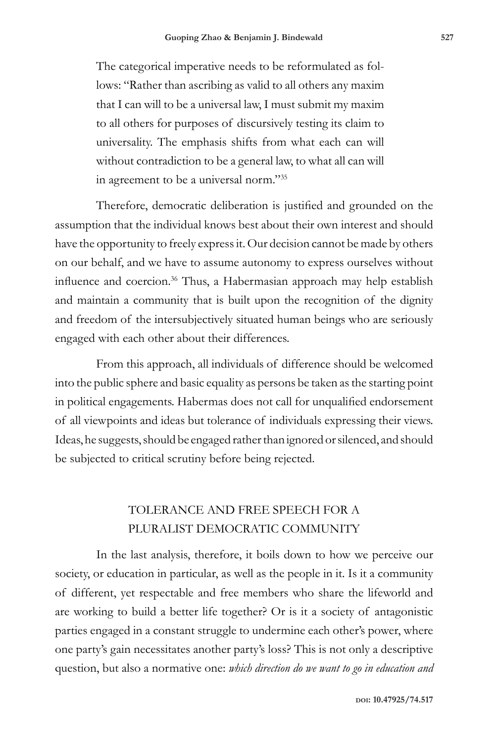> The categorical imperative needs to be reformulated as follows: "Rather than ascribing as valid to all others any maxim that I can will to be a universal law, I must submit my maxim to all others for purposes of discursively testing its claim to universality. The emphasis shifts from what each can will without contradiction to be a general law, to what all can will in agreement to be a universal norm."[35]

Therefore, democratic deliberation is justified and grounded on the assumption that the individual knows best about their own interest and should have the opportunity to freely express it. Our decision cannot be made by others on our behalf, and we have to assume autonomy to express ourselves without influence and coercion.[36] Thus, a Habermasian approach may help establish and maintain a community that is built upon the recognition of the dignity and freedom of the intersubjectively situated human beings who are seriously engaged with each other about their differences.

From this approach, all individuals of difference should be welcomed into the public sphere and basic equality as persons be taken as the starting point in political engagements. Habermas does not call for unqualified endorsement of all viewpoints and ideas but tolerance of individuals expressing their views. Ideas, he suggests, should be engaged rather than ignored or silenced, and should be subjected to critical scrutiny before being rejected.

## TOLERANCE AND FREE SPEECH FOR A PLURALIST DEMOCRATIC COMMUNITY

In the last analysis, therefore, it boils down to how we perceive our society, or education in particular, as well as the people in it. Is it a community of different, yet respectable and free members who share the lifeworld and are working to build a better life together? Or is it a society of antagonistic parties engaged in a constant struggle to undermine each other's power, where one party's gain necessitates another party's loss? This is not only a descriptive question, but also a normative one: *which direction do we want to go in education and*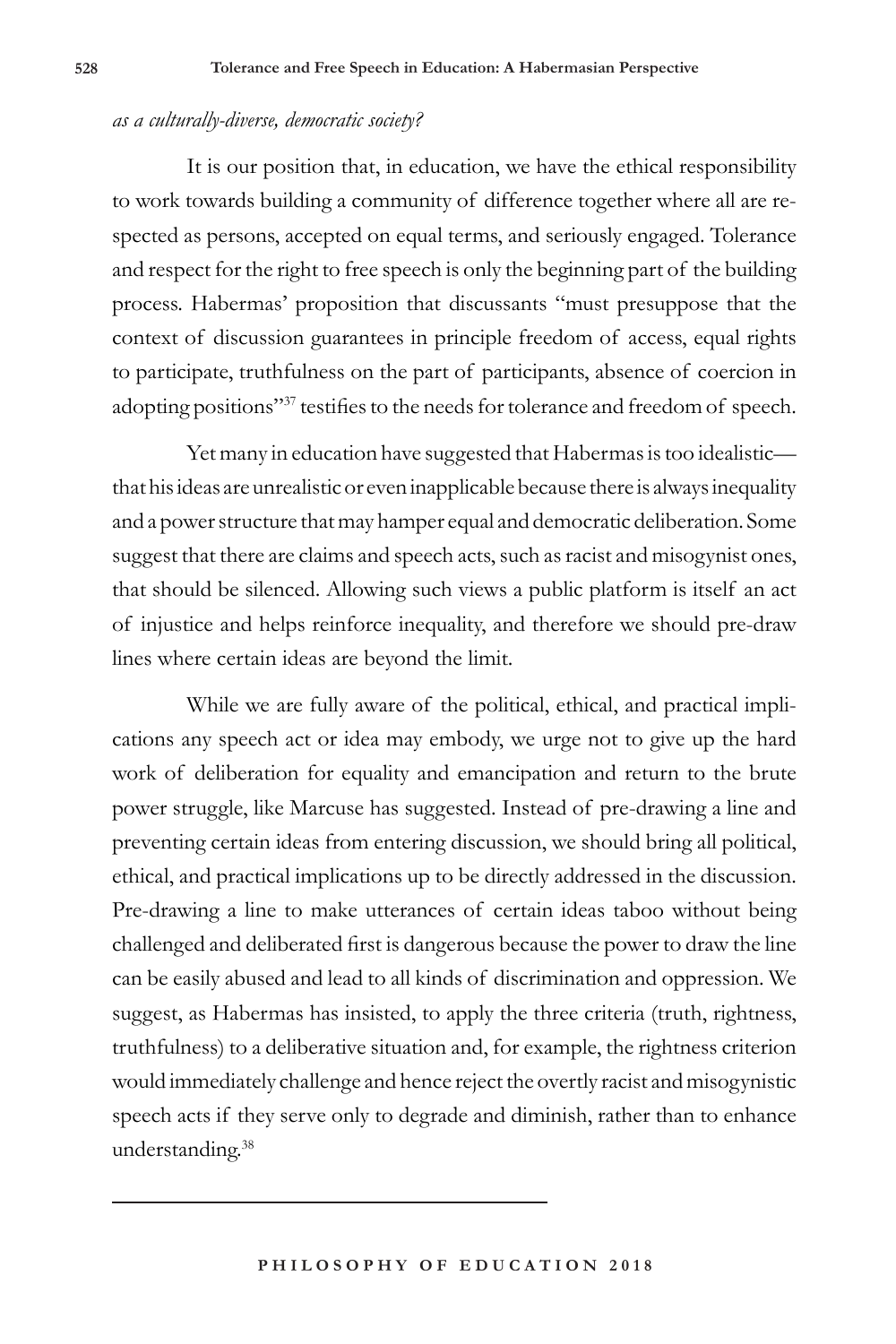*as a culturally-diverse, democratic society?*

It is our position that, in education, we have the ethical responsibility to work towards building a community of difference together where all are respected as persons, accepted on equal terms, and seriously engaged. Tolerance and respect for the right to free speech is only the beginning part of the building process. Habermas' proposition that discussants "must presuppose that the context of discussion guarantees in principle freedom of access, equal rights to participate, truthfulness on the part of participants, absence of coercion in adopting positions"[37] testifies to the needs for tolerance and freedom of speech.

Yet many in education have suggested that Habermas is too idealistic—that his ideas are unrealistic or even inapplicable because there is always inequality and a power structure that may hamper equal and democratic deliberation. Some suggest that there are claims and speech acts, such as racist and misogynist ones, that should be silenced. Allowing such views a public platform is itself an act of injustice and helps reinforce inequality, and therefore we should pre-draw lines where certain ideas are beyond the limit.

While we are fully aware of the political, ethical, and practical implications any speech act or idea may embody, we urge not to give up the hard work of deliberation for equality and emancipation and return to the brute power struggle, like Marcuse has suggested. Instead of pre-drawing a line and preventing certain ideas from entering discussion, we should bring all political, ethical, and practical implications up to be directly addressed in the discussion. Pre-drawing a line to make utterances of certain ideas taboo without being challenged and deliberated first is dangerous because the power to draw the line can be easily abused and lead to all kinds of discrimination and oppression. We suggest, as Habermas has insisted, to apply the three criteria (truth, rightness, truthfulness) to a deliberative situation and, for example, the rightness criterion would immediately challenge and hence reject the overtly racist and misogynistic speech acts if they serve only to degrade and diminish, rather than to enhance understanding.[38]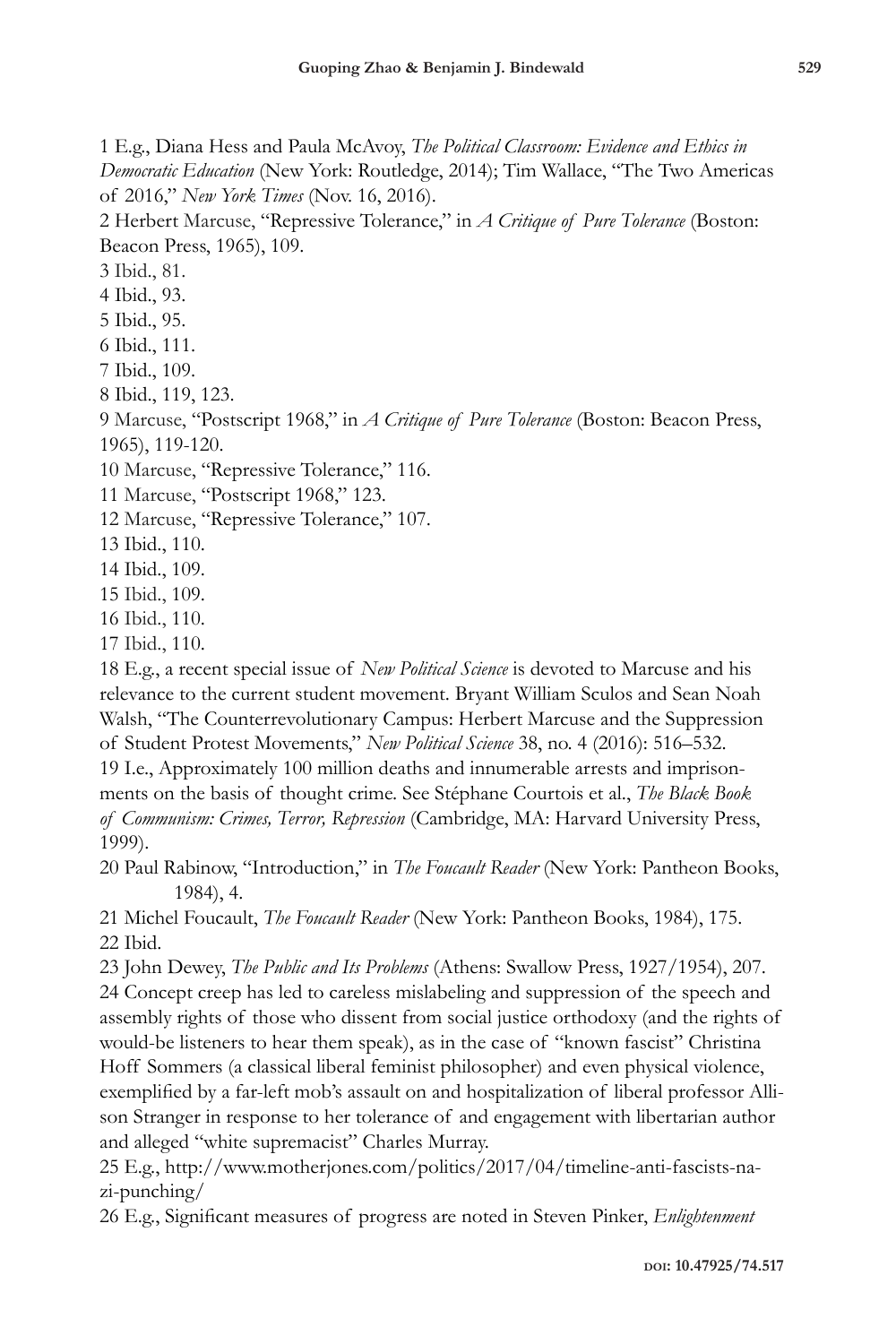1 E.g., Diana Hess and Paula McAvoy, *The Political Classroom: Evidence and Ethics in Democratic Education* (New York: Routledge, 2014); Tim Wallace, "The Two Americas of 2016," *New York Times* (Nov. 16, 2016).

2 Herbert Marcuse, "Repressive Tolerance," in *A Critique of Pure Tolerance* (Boston: Beacon Press, 1965), 109.

3 Ibid., 81.

4 Ibid., 93.

5 Ibid., 95.

6 Ibid., 111.

7 Ibid., 109.

8 Ibid., 119, 123.

9 Marcuse, "Postscript 1968," in *A Critique of Pure Tolerance* (Boston: Beacon Press, 1965), 119-120.

10 Marcuse, "Repressive Tolerance," 116.

11 Marcuse, "Postscript 1968," 123.

12 Marcuse, "Repressive Tolerance," 107.

13 Ibid., 110.

14 Ibid., 109.

15 Ibid., 109.

16 Ibid., 110.

17 Ibid., 110.

18 E.g., a recent special issue of *New Political Science* is devoted to Marcuse and his relevance to the current student movement. Bryant William Sculos and Sean Noah Walsh, "The Counterrevolutionary Campus: Herbert Marcuse and the Suppression of Student Protest Movements," *New Political Science* 38, no. 4 (2016): 516–532.

19 I.e., Approximately 100 million deaths and innumerable arrests and imprisonments on the basis of thought crime. See Stéphane Courtois et al., *The Black Book of Communism: Crimes, Terror, Repression* (Cambridge, MA: Harvard University Press, 1999).

20 Paul Rabinow, "Introduction," in *The Foucault Reader* (New York: Pantheon Books, 1984), 4.

21 Michel Foucault, *The Foucault Reader* (New York: Pantheon Books, 1984), 175.

22 Ibid.

23 John Dewey, *The Public and Its Problems* (Athens: Swallow Press, 1927/1954), 207.

24 Concept creep has led to careless mislabeling and suppression of the speech and assembly rights of those who dissent from social justice orthodoxy (and the rights of would-be listeners to hear them speak), as in the case of "known fascist" Christina Hoff Sommers (a classical liberal feminist philosopher) and even physical violence, exemplified by a far-left mob's assault on and hospitalization of liberal professor Allison Stranger in response to her tolerance of and engagement with libertarian author and alleged "white supremacist" Charles Murray.

25 E.g., http://www.motherjones.com/politics/2017/04/timeline-anti-fascists-nazi-punching/

26 E.g., Significant measures of progress are noted in Steven Pinker, *Enlightenment*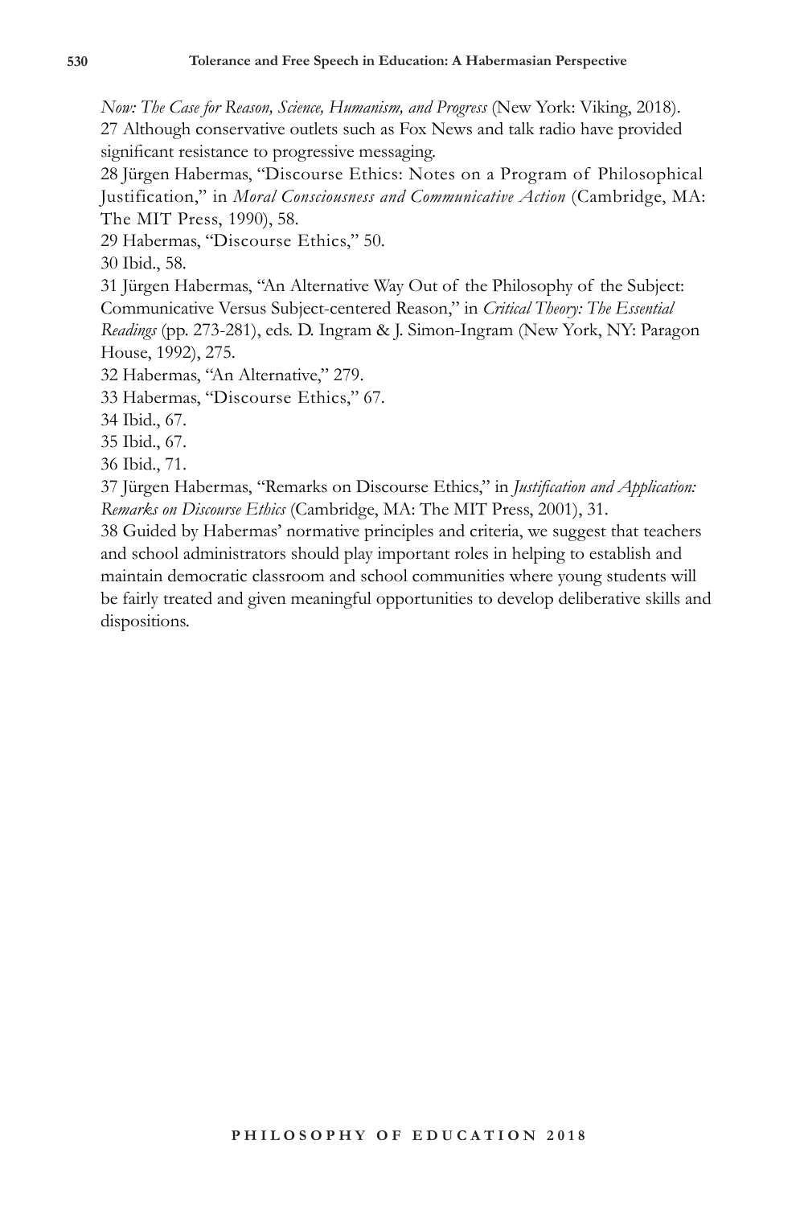*Now: The Case for Reason, Science, Humanism, and Progress* (New York: Viking, 2018).

27 Although conservative outlets such as Fox News and talk radio have provided significant resistance to progressive messaging.

28 Jürgen Habermas, "Discourse Ethics: Notes on a Program of Philosophical Justification," in *Moral Consciousness and Communicative Action* (Cambridge, MA: The MIT Press, 1990), 58.

29 Habermas, "Discourse Ethics," 50.

30 Ibid., 58.

31 Jürgen Habermas, "An Alternative Way Out of the Philosophy of the Subject: Communicative Versus Subject-centered Reason," in *Critical Theory: The Essential Readings* (pp. 273-281), eds. D. Ingram & J. Simon-Ingram (New York, NY: Paragon House, 1992), 275.

32 Habermas, "An Alternative," 279.

33 Habermas, "Discourse Ethics," 67.

34 Ibid., 67.

35 Ibid., 67.

36 Ibid., 71.

37 Jürgen Habermas, "Remarks on Discourse Ethics," in *Justification and Application: Remarks on Discourse Ethics* (Cambridge, MA: The MIT Press, 2001), 31.

38 Guided by Habermas' normative principles and criteria, we suggest that teachers and school administrators should play important roles in helping to establish and maintain democratic classroom and school communities where young students will be fairly treated and given meaningful opportunities to develop deliberative skills and dispositions.